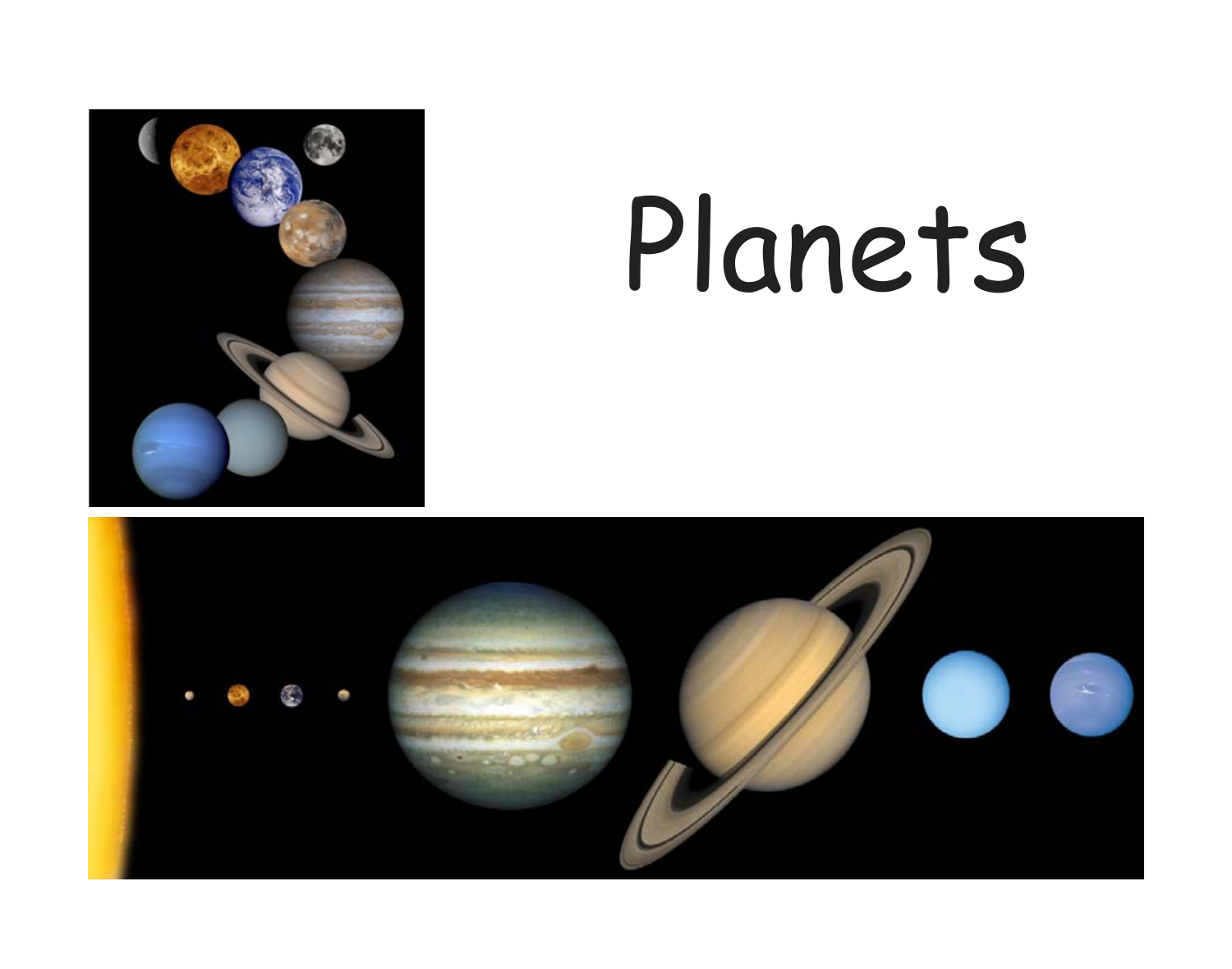# Planets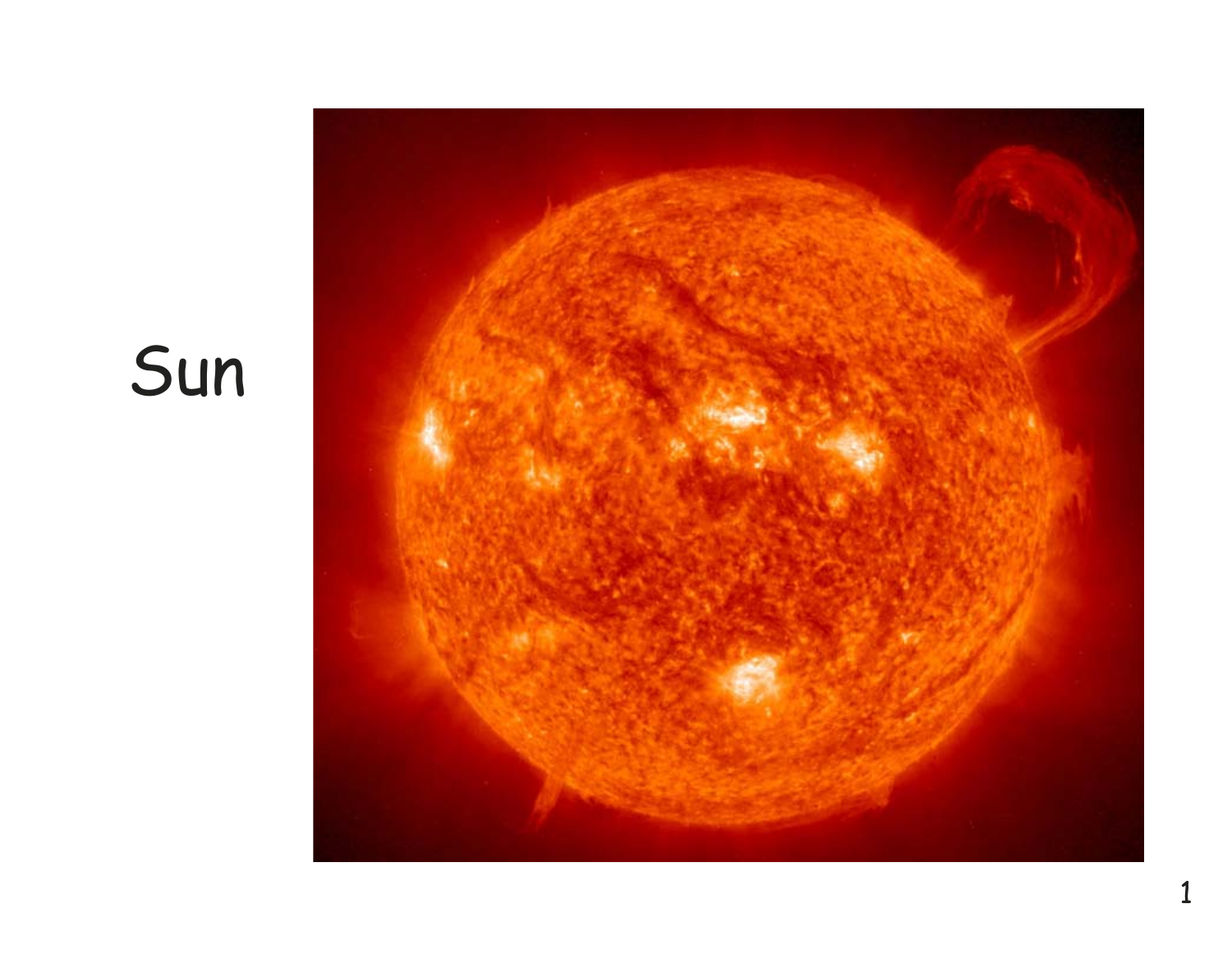Sun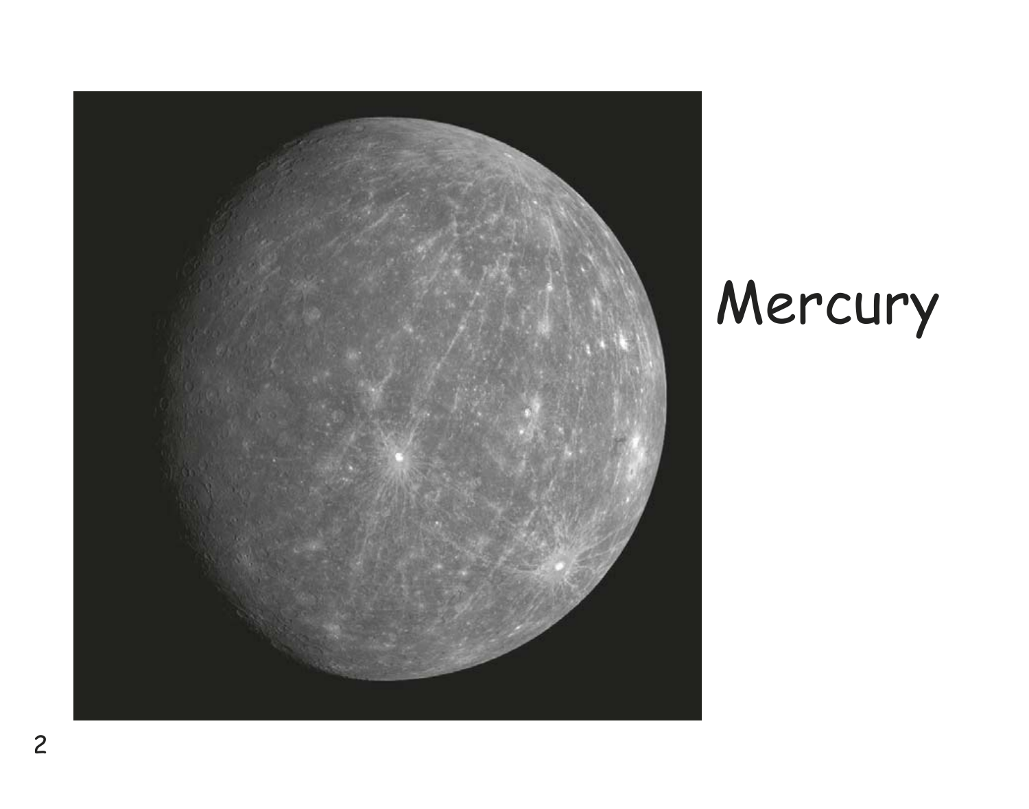Mercury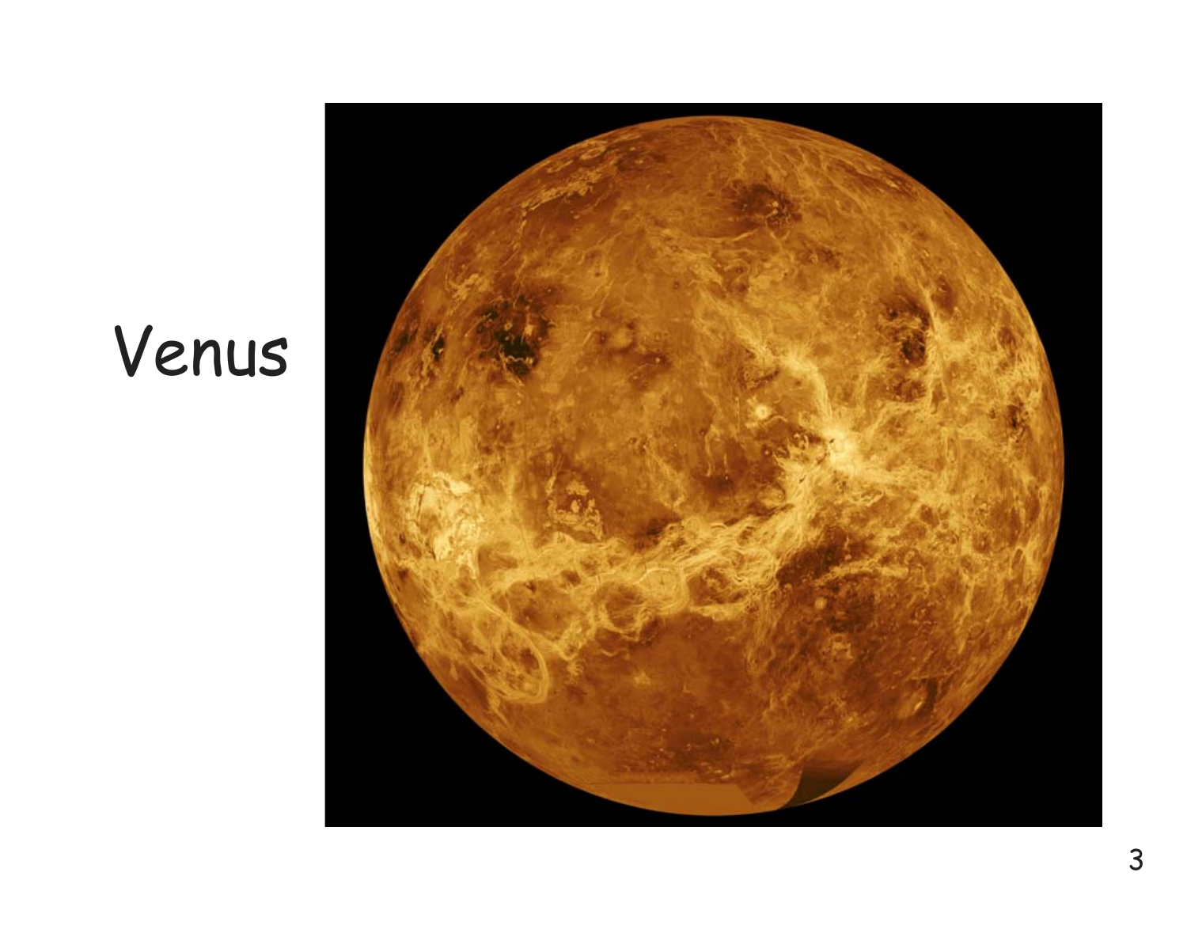# Venus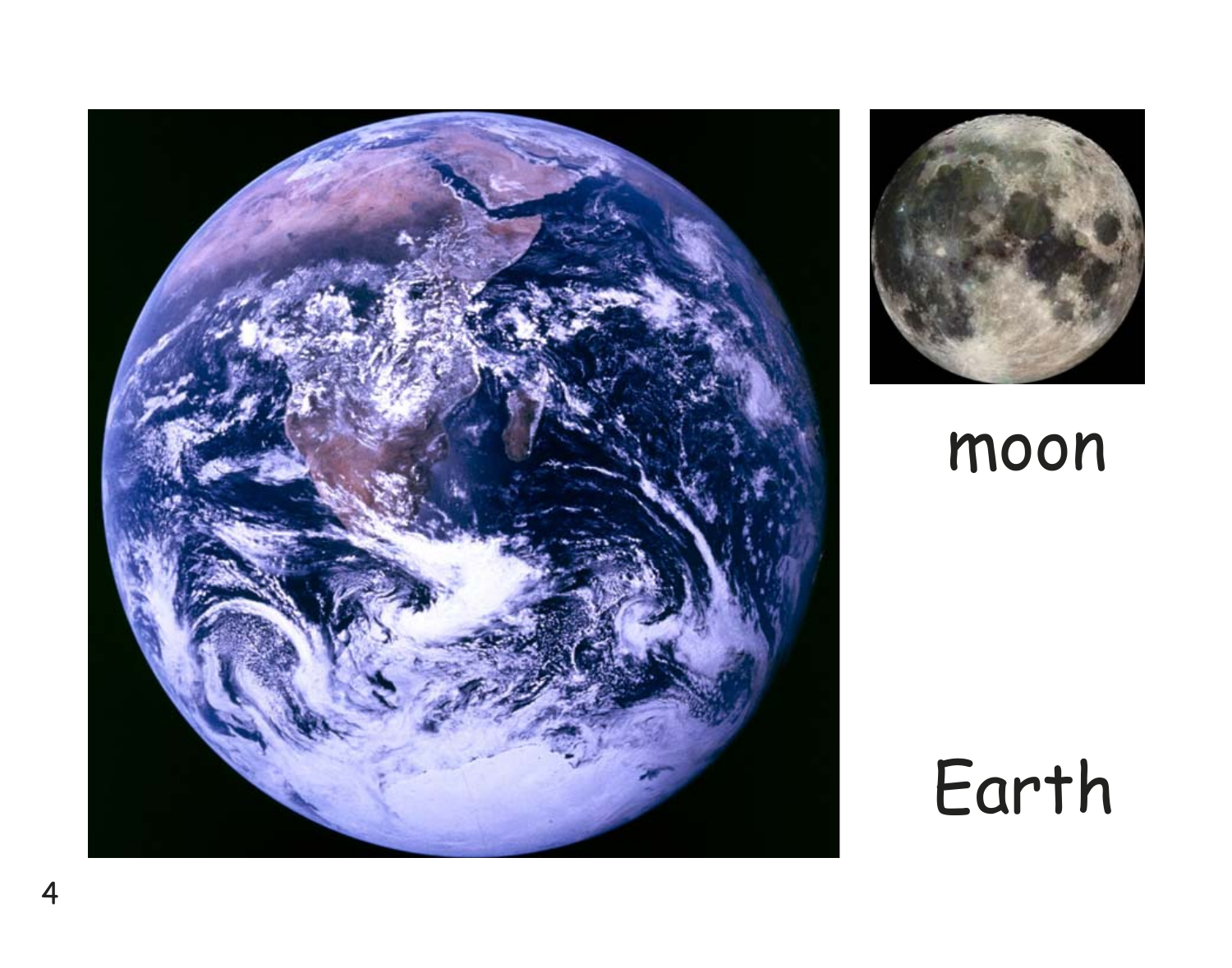moon

Earth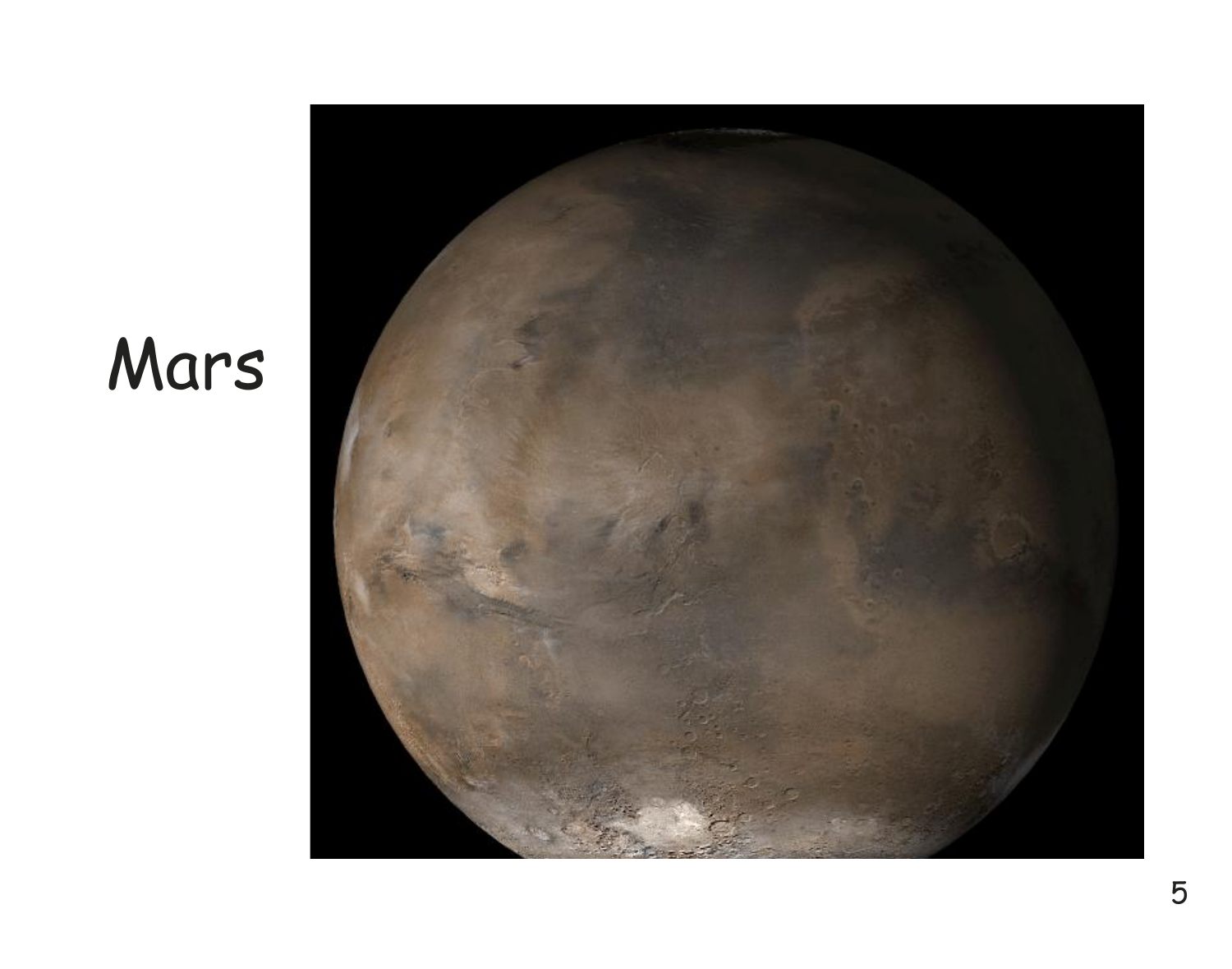# Mars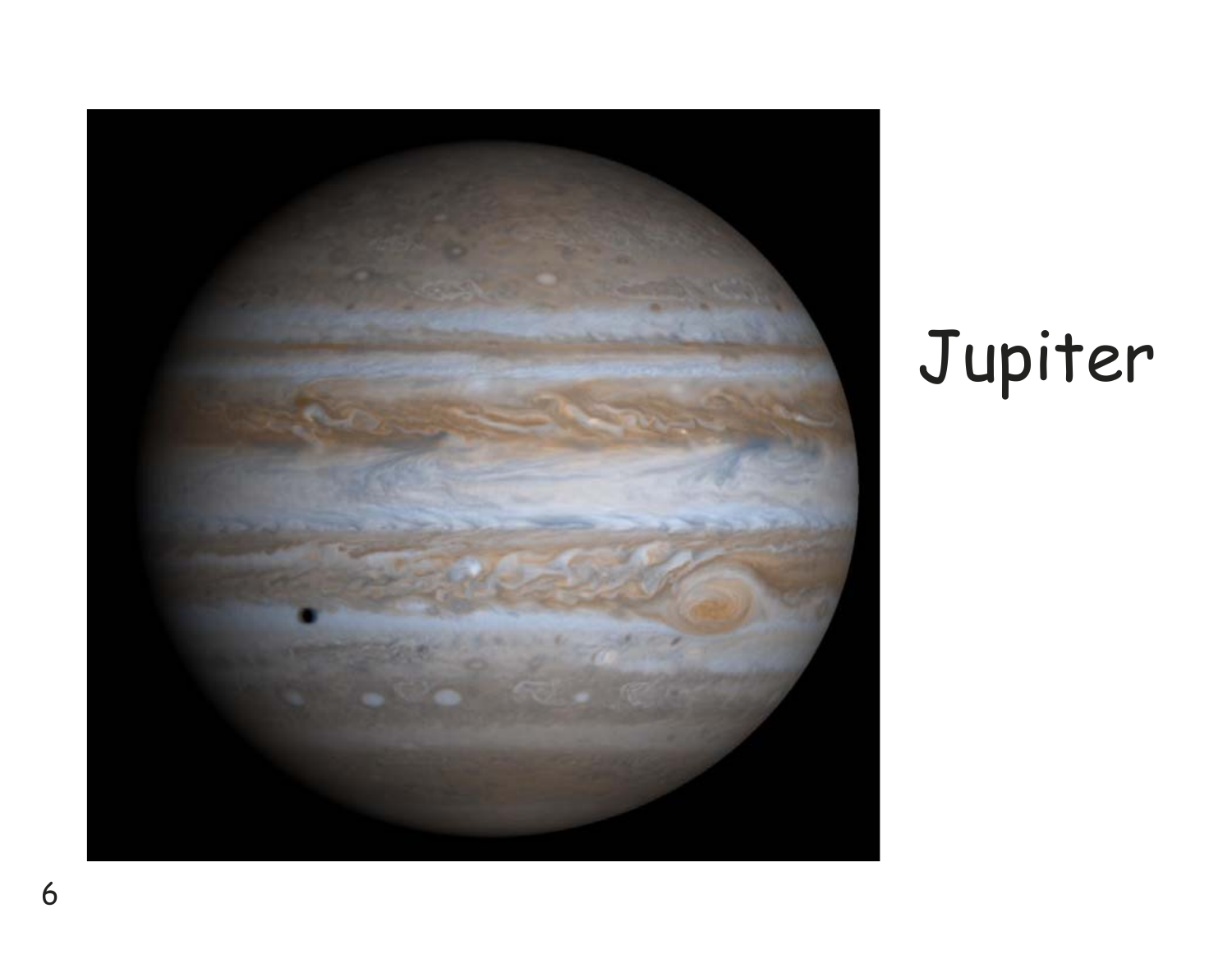Jupiter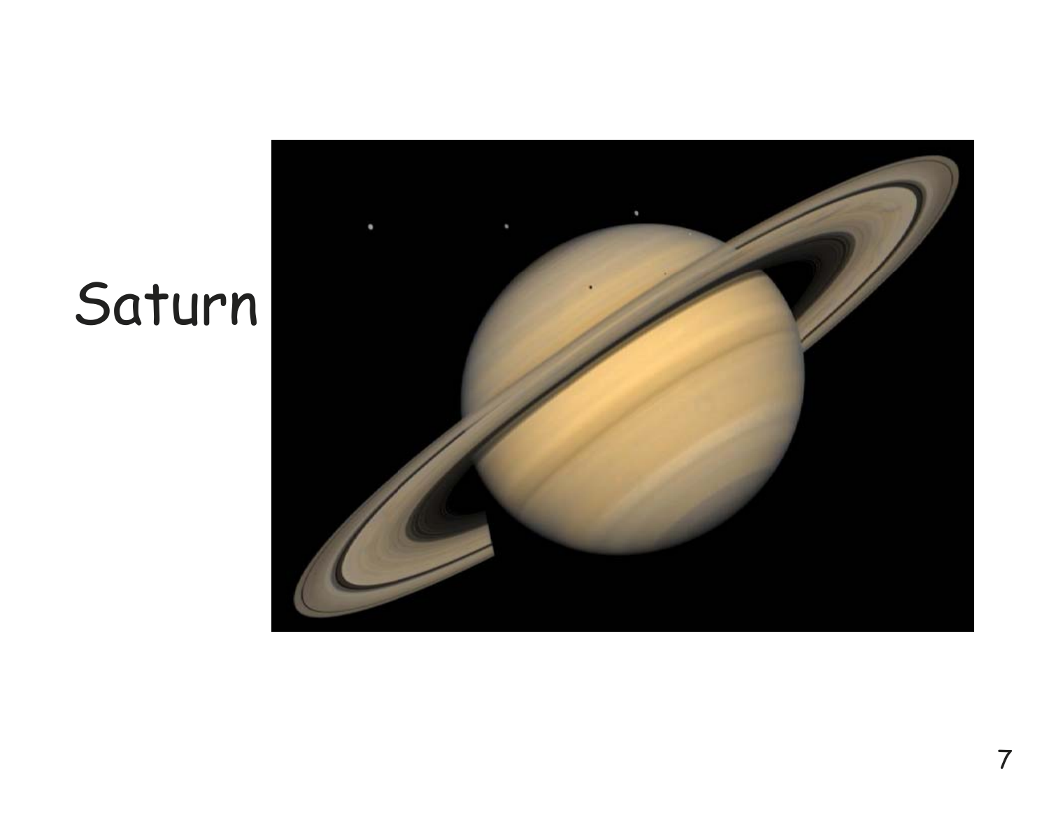Saturn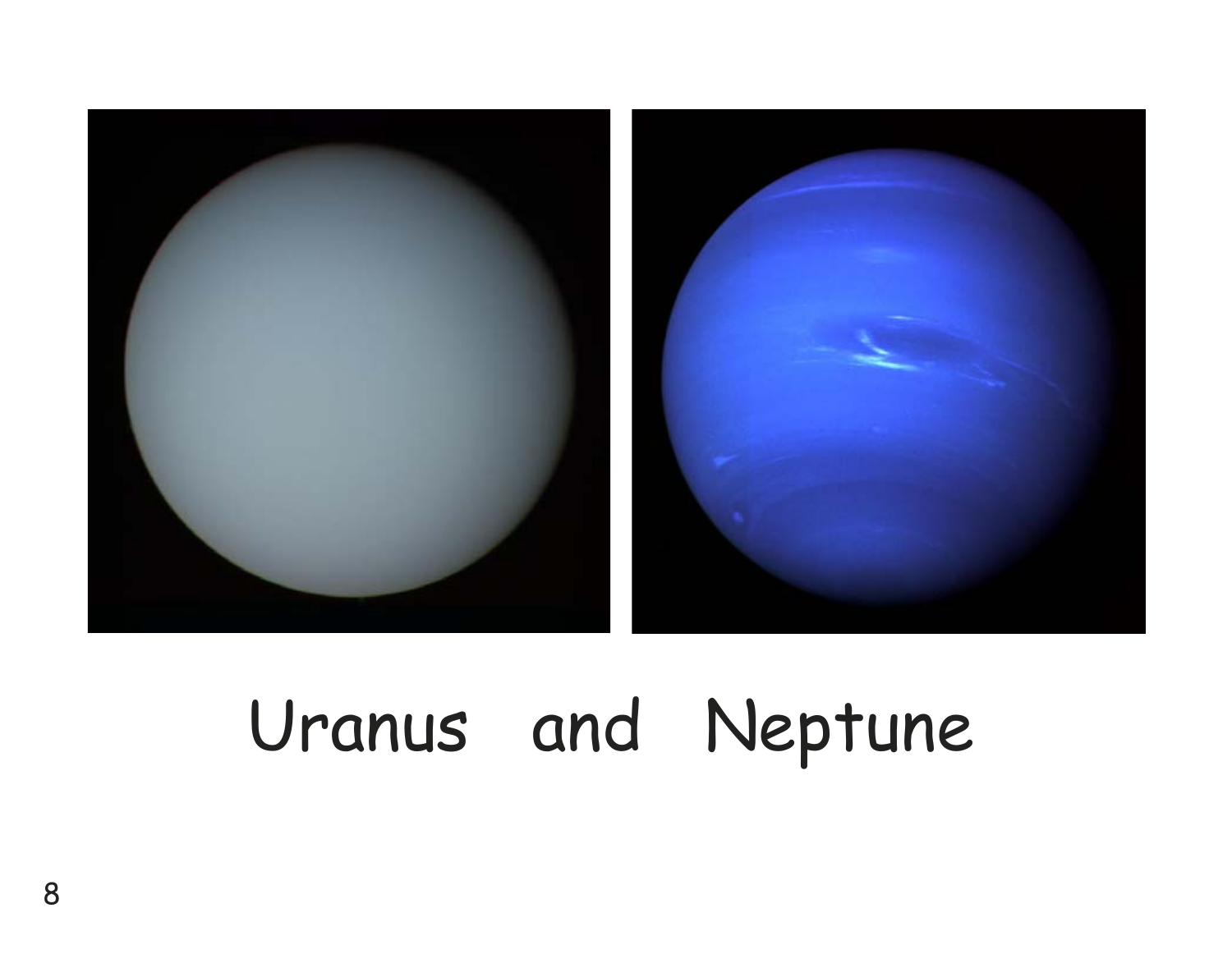Uranus and Neptune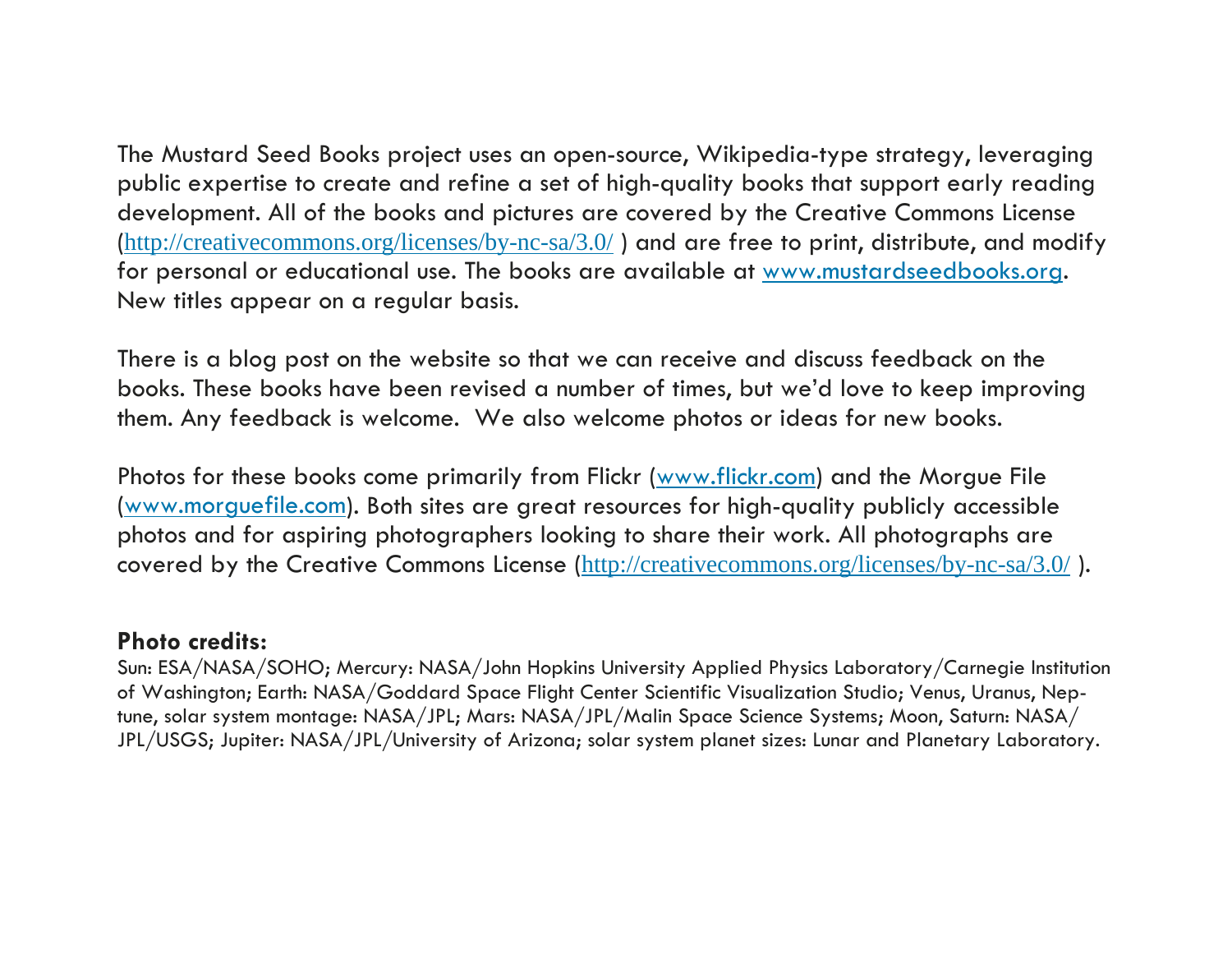The Mustard Seed Books project uses an open-source, Wikipedia-type strategy, leveraging public expertise to create and refine a set of high-quality books that support early reading development. All of the books and pictures are covered by the Creative Commons License (http://creativecommons.org/licenses/by-nc-sa/3.0/ ) and are free to print, distribute, and modify for personal or educational use. The books are available at www.mustardseedbooks.org. New titles appear on a regular basis.

There is a blog post on the website so that we can receive and discuss feedback on the books. These books have been revised a number of times, but we'd love to keep improving them. Any feedback is welcome.  We also welcome photos or ideas for new books.

Photos for these books come primarily from Flickr (www.flickr.com) and the Morgue File (www.morguefile.com). Both sites are great resources for high-quality publicly accessible photos and for aspiring photographers looking to share their work. All photographs are covered by the Creative Commons License (http://creativecommons.org/licenses/by-nc-sa/3.0/ ).

**Photo credits:**

Sun: ESA/NASA/SOHO; Mercury: NASA/John Hopkins University Applied Physics Laboratory/Carnegie Institution of Washington; Earth: NASA/Goddard Space Flight Center Scientific Visualization Studio; Venus, Uranus, Neptune, solar system montage: NASA/JPL; Mars: NASA/JPL/Malin Space Science Systems; Moon, Saturn: NASA/JPL/USGS; Jupiter: NASA/JPL/University of Arizona; solar system planet sizes: Lunar and Planetary Laboratory.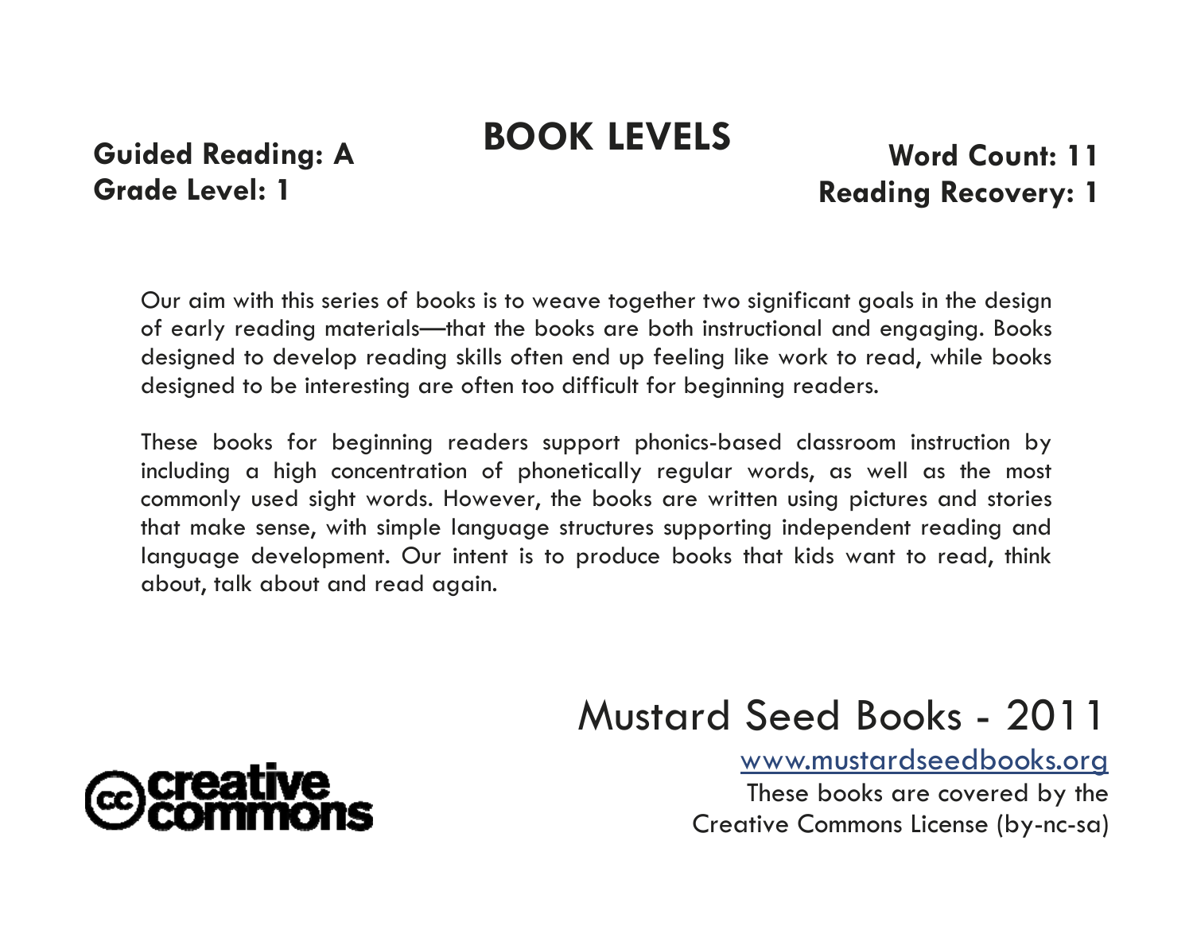# BOOK LEVELS

**Guided Reading: A**
**Grade Level: 1**

**Word Count: 11**
**Reading Recovery: 1**

Our aim with this series of books is to weave together two significant goals in the design of early reading materials—that the books are both instructional and engaging. Books designed to develop reading skills often end up feeling like work to read, while books designed to be interesting are often too difficult for beginning readers.

These books for beginning readers support phonics-based classroom instruction by including a high concentration of phonetically regular words, as well as the most commonly used sight words. However, the books are written using pictures and stories that make sense, with simple language structures supporting independent reading and language development. Our intent is to produce books that kids want to read, think about, talk about and read again.

creative commons

Mustard Seed Books - 2011

www.mustardseedbooks.org

These books are covered by the Creative Commons License (by-nc-sa)